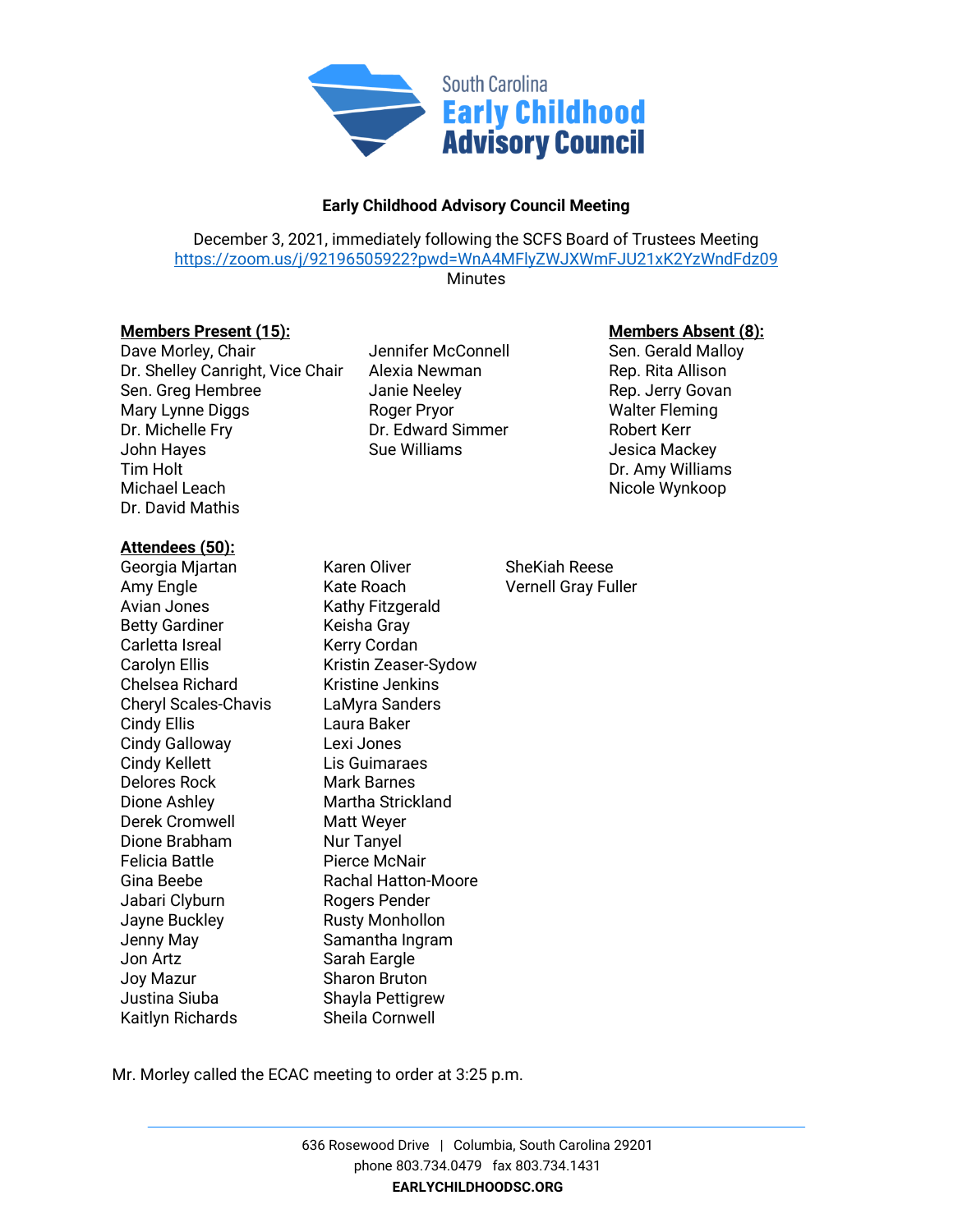South Carolina
**Early Childhood Advisory Council**

### Early Childhood Advisory Council Meeting

December 3, 2021, immediately following the SCFS Board of Trustees Meeting
https://zoom.us/j/92196505922?pwd=WnA4MFlyZWJXWmFJU21xK2YzWndFdz09
Minutes

**Members Present (15):**
Dave Morley, Chair
Dr. Shelley Canright, Vice Chair
Sen. Greg Hembree
Mary Lynne Diggs
Dr. Michelle Fry
John Hayes
Tim Holt
Michael Leach
Dr. David Mathis
Jennifer McConnell
Alexia Newman
Janie Neeley
Roger Pryor
Dr. Edward Simmer
Sue Williams

**Members Absent (8):**
Sen. Gerald Malloy
Rep. Rita Allison
Rep. Jerry Govan
Walter Fleming
Robert Kerr
Jesica Mackey
Dr. Amy Williams
Nicole Wynkoop

**Attendees (50):**
Georgia Mjartan
Amy Engle
Avian Jones
Betty Gardiner
Carletta Isreal
Carolyn Ellis
Chelsea Richard
Cheryl Scales-Chavis
Cindy Ellis
Cindy Galloway
Cindy Kellett
Delores Rock
Dione Ashley
Derek Cromwell
Dione Brabham
Felicia Battle
Gina Beebe
Jabari Clyburn
Jayne Buckley
Jenny May
Jon Artz
Joy Mazur
Justina Siuba
Kaitlyn Richards
Karen Oliver
Kate Roach
Kathy Fitzgerald
Keisha Gray
Kerry Cordan
Kristin Zeaser-Sydow
Kristine Jenkins
LaMyra Sanders
Laura Baker
Lexi Jones
Lis Guimaraes
Mark Barnes
Martha Strickland
Matt Weyer
Nur Tanyel
Pierce McNair
Rachal Hatton-Moore
Rogers Pender
Rusty Monhollon
Samantha Ingram
Sarah Eargle
Sharon Bruton
Shayla Pettigrew
Sheila Cornwell
SheKiah Reese
Vernell Gray Fuller

Mr. Morley called the ECAC meeting to order at 3:25 p.m.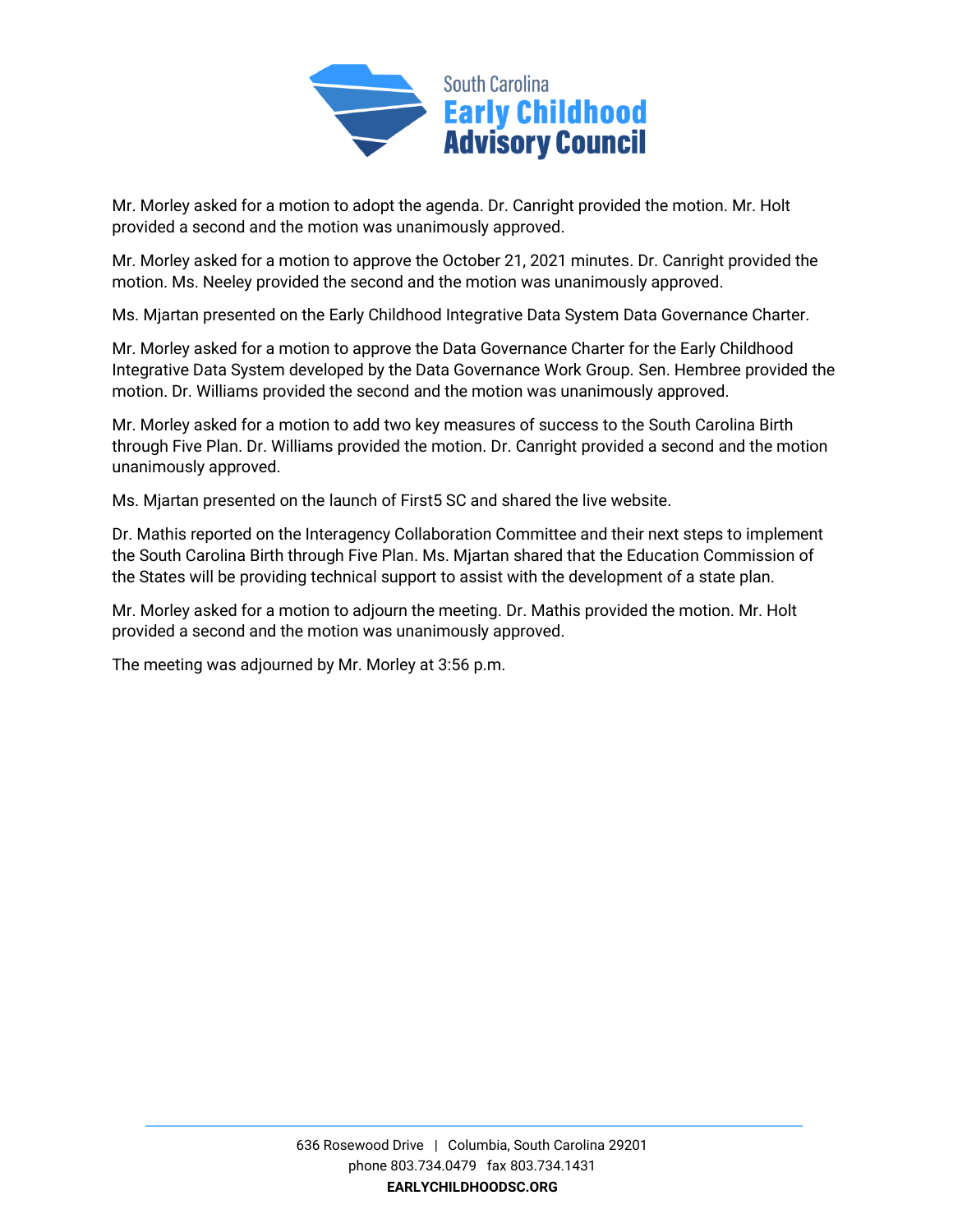Mr. Morley asked for a motion to adopt the agenda. Dr. Canright provided the motion. Mr. Holt provided a second and the motion was unanimously approved.

Mr. Morley asked for a motion to approve the October 21, 2021 minutes. Dr. Canright provided the motion. Ms. Neeley provided the second and the motion was unanimously approved.

Ms. Mjartan presented on the Early Childhood Integrative Data System Data Governance Charter.

Mr. Morley asked for a motion to approve the Data Governance Charter for the Early Childhood Integrative Data System developed by the Data Governance Work Group. Sen. Hembree provided the motion. Dr. Williams provided the second and the motion was unanimously approved.

Mr. Morley asked for a motion to add two key measures of success to the South Carolina Birth through Five Plan. Dr. Williams provided the motion. Dr. Canright provided a second and the motion unanimously approved.

Ms. Mjartan presented on the launch of First5 SC and shared the live website.

Dr. Mathis reported on the Interagency Collaboration Committee and their next steps to implement the South Carolina Birth through Five Plan. Ms. Mjartan shared that the Education Commission of the States will be providing technical support to assist with the development of a state plan.

Mr. Morley asked for a motion to adjourn the meeting. Dr. Mathis provided the motion. Mr. Holt provided a second and the motion was unanimously approved.

The meeting was adjourned by Mr. Morley at 3:56 p.m.